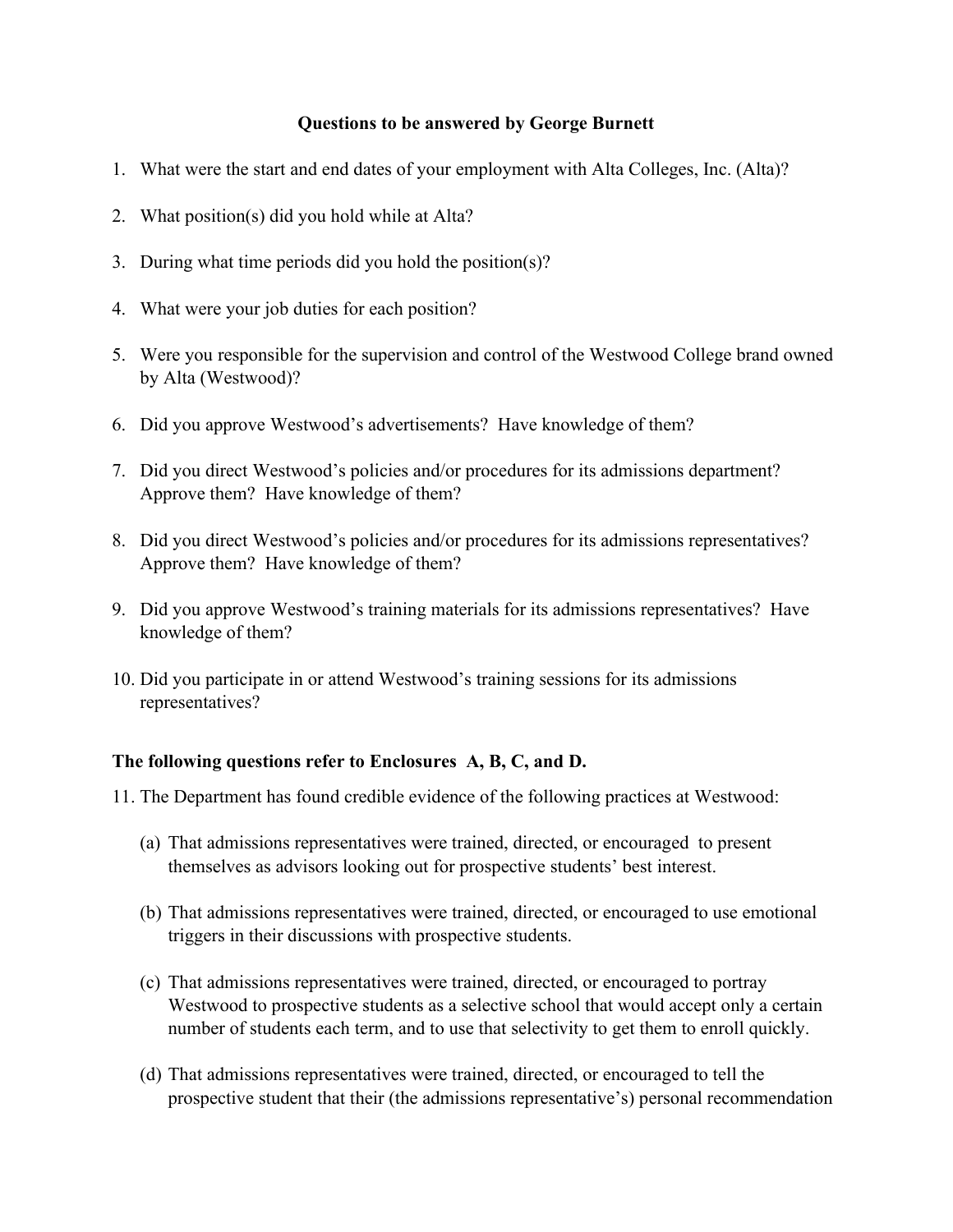**Questions to be answered by George Burnett**

1. What were the start and end dates of your employment with Alta Colleges, Inc. (Alta)?

2. What position(s) did you hold while at Alta?

3. During what time periods did you hold the position(s)?

4. What were your job duties for each position?

5. Were you responsible for the supervision and control of the Westwood College brand owned by Alta (Westwood)?

6. Did you approve Westwood's advertisements? Have knowledge of them?

7. Did you direct Westwood's policies and/or procedures for its admissions department? Approve them? Have knowledge of them?

8. Did you direct Westwood's policies and/or procedures for its admissions representatives? Approve them? Have knowledge of them?

9. Did you approve Westwood's training materials for its admissions representatives? Have knowledge of them?

10. Did you participate in or attend Westwood's training sessions for its admissions representatives?

**The following questions refer to Enclosures A, B, C, and D.**

11. The Department has found credible evidence of the following practices at Westwood:

    (a) That admissions representatives were trained, directed, or encouraged to present themselves as advisors looking out for prospective students' best interest.

    (b) That admissions representatives were trained, directed, or encouraged to use emotional triggers in their discussions with prospective students.

    (c) That admissions representatives were trained, directed, or encouraged to portray Westwood to prospective students as a selective school that would accept only a certain number of students each term, and to use that selectivity to get them to enroll quickly.

    (d) That admissions representatives were trained, directed, or encouraged to tell the prospective student that their (the admissions representative's) personal recommendation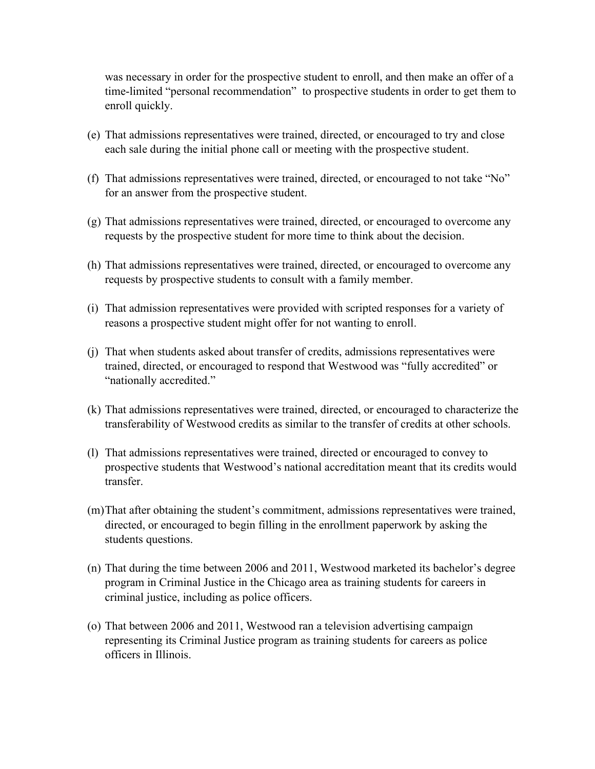was necessary in order for the prospective student to enroll, and then make an offer of a time-limited “personal recommendation” to prospective students in order to get them to enroll quickly.

(e) That admissions representatives were trained, directed, or encouraged to try and close each sale during the initial phone call or meeting with the prospective student.

(f) That admissions representatives were trained, directed, or encouraged to not take “No” for an answer from the prospective student.

(g) That admissions representatives were trained, directed, or encouraged to overcome any requests by the prospective student for more time to think about the decision.

(h) That admissions representatives were trained, directed, or encouraged to overcome any requests by prospective students to consult with a family member.

(i) That admission representatives were provided with scripted responses for a variety of reasons a prospective student might offer for not wanting to enroll.

(j) That when students asked about transfer of credits, admissions representatives were trained, directed, or encouraged to respond that Westwood was “fully accredited” or “nationally accredited.”

(k) That admissions representatives were trained, directed, or encouraged to characterize the transferability of Westwood credits as similar to the transfer of credits at other schools.

(l) That admissions representatives were trained, directed or encouraged to convey to prospective students that Westwood’s national accreditation meant that its credits would transfer.

(m) That after obtaining the student’s commitment, admissions representatives were trained, directed, or encouraged to begin filling in the enrollment paperwork by asking the students questions.

(n) That during the time between 2006 and 2011, Westwood marketed its bachelor’s degree program in Criminal Justice in the Chicago area as training students for careers in criminal justice, including as police officers.

(o) That between 2006 and 2011, Westwood ran a television advertising campaign representing its Criminal Justice program as training students for careers as police officers in Illinois.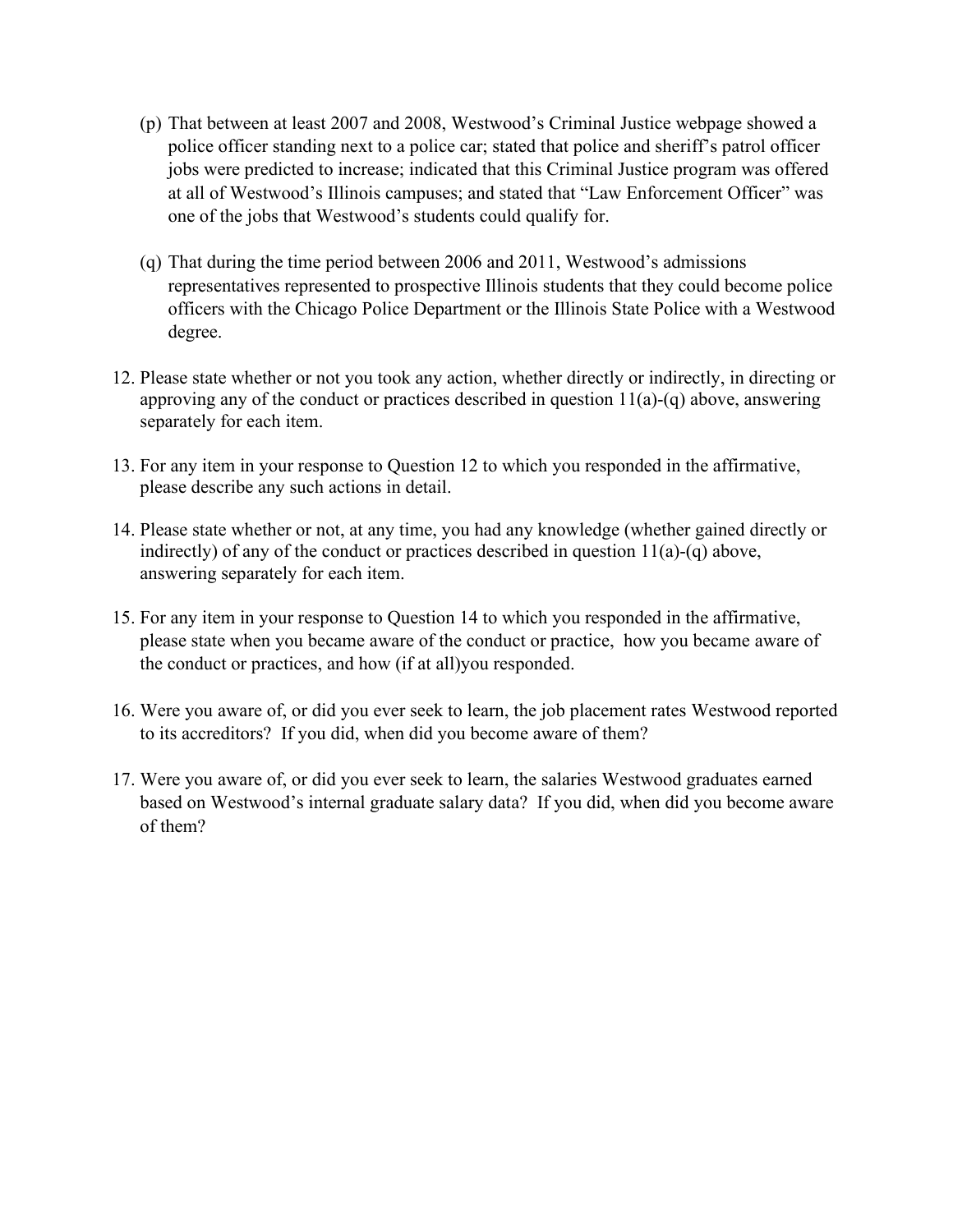(p) That between at least 2007 and 2008, Westwood's Criminal Justice webpage showed a police officer standing next to a police car; stated that police and sheriff's patrol officer jobs were predicted to increase; indicated that this Criminal Justice program was offered at all of Westwood's Illinois campuses; and stated that "Law Enforcement Officer" was one of the jobs that Westwood's students could qualify for.

(q) That during the time period between 2006 and 2011, Westwood's admissions representatives represented to prospective Illinois students that they could become police officers with the Chicago Police Department or the Illinois State Police with a Westwood degree.

12. Please state whether or not you took any action, whether directly or indirectly, in directing or approving any of the conduct or practices described in question 11(a)-(q) above, answering separately for each item.

13. For any item in your response to Question 12 to which you responded in the affirmative, please describe any such actions in detail.

14. Please state whether or not, at any time, you had any knowledge (whether gained directly or indirectly) of any of the conduct or practices described in question 11(a)-(q) above, answering separately for each item.

15. For any item in your response to Question 14 to which you responded in the affirmative, please state when you became aware of the conduct or practice, how you became aware of the conduct or practices, and how (if at all)you responded.

16. Were you aware of, or did you ever seek to learn, the job placement rates Westwood reported to its accreditors? If you did, when did you become aware of them?

17. Were you aware of, or did you ever seek to learn, the salaries Westwood graduates earned based on Westwood's internal graduate salary data? If you did, when did you become aware of them?